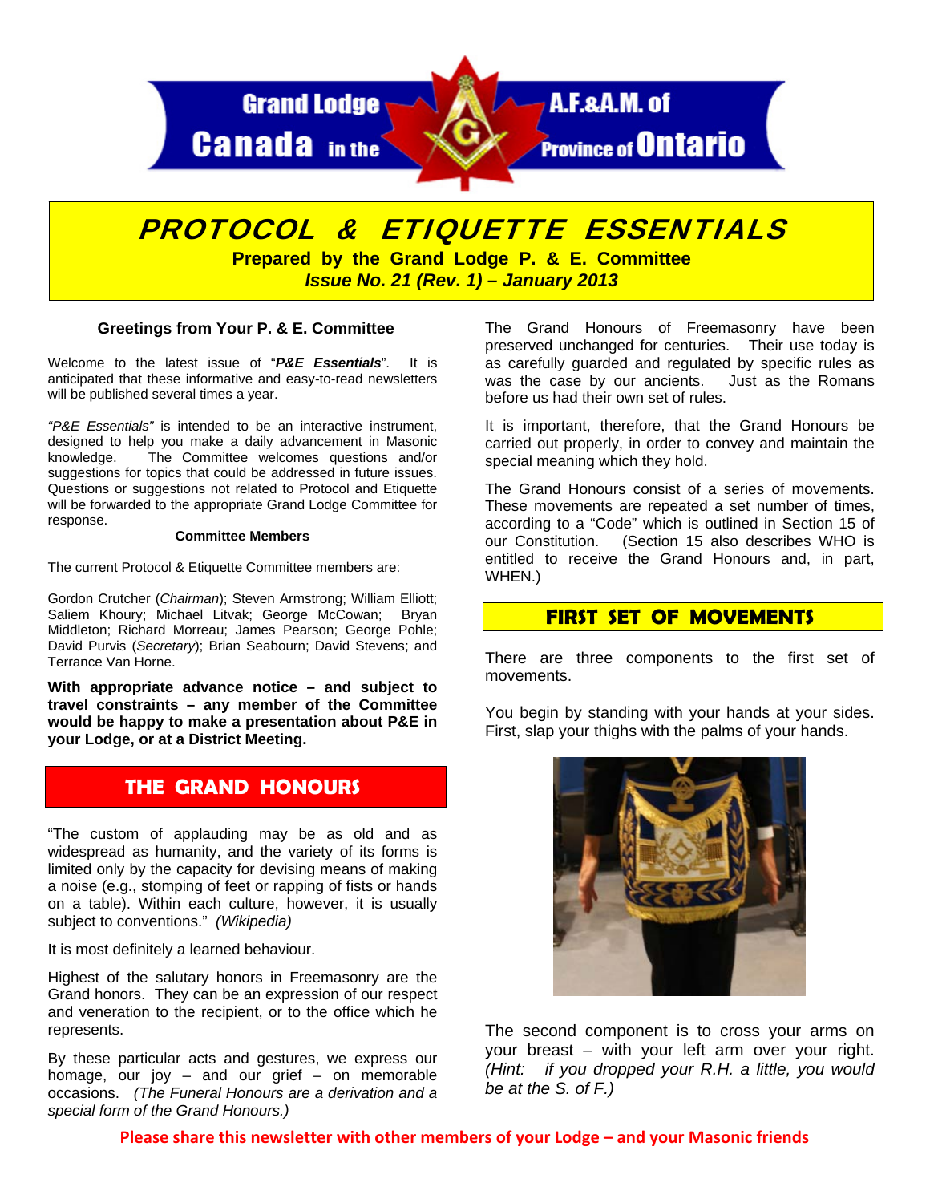Grand Lodge A.F.&A.M. of Canada in the Province of Ontario

# PROTOCOL & ETIQUETTE ESSENTIALS

**Prepared by the Grand Lodge P. & E. Committee**

***Issue No. 21 (Rev. 1) – January 2013***

### Greetings from Your P. & E. Committee

Welcome to the latest issue of "***P&E Essentials***". It is anticipated that these informative and easy-to-read newsletters will be published several times a year.

*"P&E Essentials"* is intended to be an interactive instrument, designed to help you make a daily advancement in Masonic knowledge. The Committee welcomes questions and/or suggestions for topics that could be addressed in future issues. Questions or suggestions not related to Protocol and Etiquette will be forwarded to the appropriate Grand Lodge Committee for response.

**Committee Members**

The current Protocol & Etiquette Committee members are:

Gordon Crutcher (*Chairman*); Steven Armstrong; William Elliott; Saliem Khoury; Michael Litvak; George McCowan; Bryan Middleton; Richard Morreau; James Pearson; George Pohle; David Purvis (*Secretary*); Brian Seabourn; David Stevens; and Terrance Van Horne.

**With appropriate advance notice – and subject to travel constraints – any member of the Committee would be happy to make a presentation about P&E in your Lodge, or at a District Meeting.**

## THE GRAND HONOURS

"The custom of applauding may be as old and as widespread as humanity, and the variety of its forms is limited only by the capacity for devising means of making a noise (e.g., stomping of feet or rapping of fists or hands on a table). Within each culture, however, it is usually subject to conventions." *(Wikipedia)*

It is most definitely a learned behaviour.

Highest of the salutary honors in Freemasonry are the Grand honors. They can be an expression of our respect and veneration to the recipient, or to the office which he represents.

By these particular acts and gestures, we express our homage, our joy – and our grief – on memorable occasions. *(The Funeral Honours are a derivation and a special form of the Grand Honours.)*

The Grand Honours of Freemasonry have been preserved unchanged for centuries. Their use today is as carefully guarded and regulated by specific rules as was the case by our ancients. Just as the Romans before us had their own set of rules.

It is important, therefore, that the Grand Honours be carried out properly, in order to convey and maintain the special meaning which they hold.

The Grand Honours consist of a series of movements. These movements are repeated a set number of times, according to a "Code" which is outlined in Section 15 of our Constitution. (Section 15 also describes WHO is entitled to receive the Grand Honours and, in part, WHEN.)

## FIRST SET OF MOVEMENTS

There are three components to the first set of movements.

You begin by standing with your hands at your sides. First, slap your thighs with the palms of your hands.

The second component is to cross your arms on your breast – with your left arm over your right. *(Hint: if you dropped your R.H. a little, you would be at the S. of F.)*

**Please share this newsletter with other members of your Lodge – and your Masonic friends**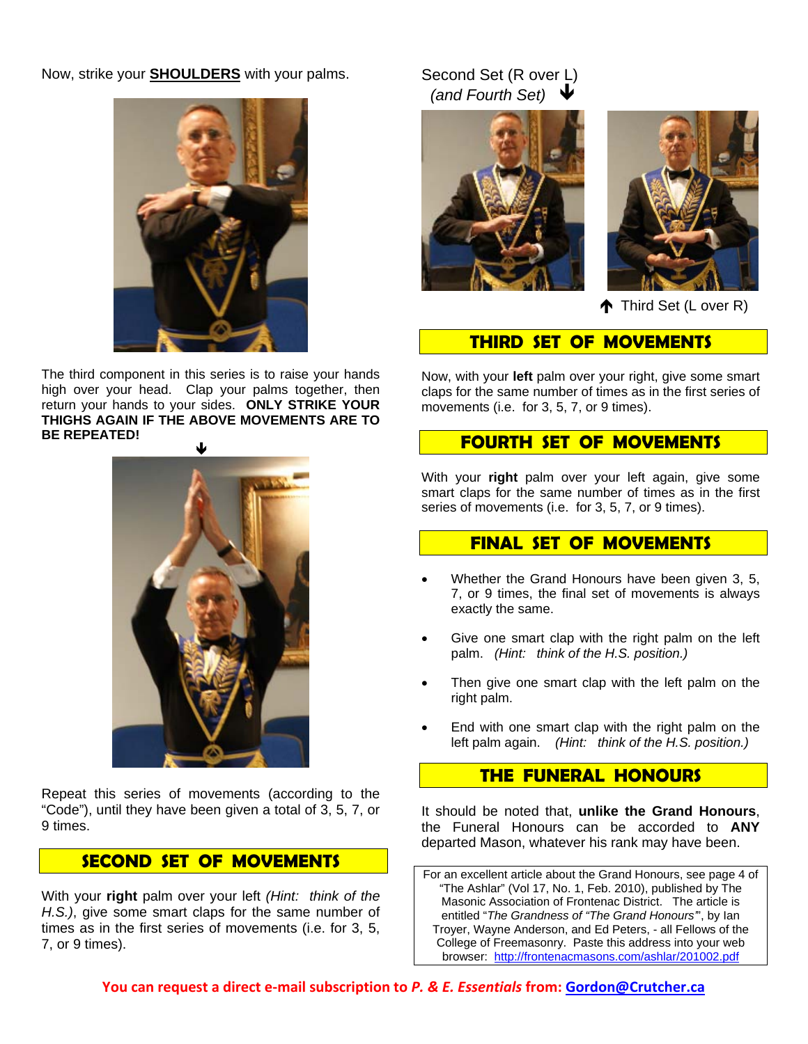Now, strike your **SHOULDERS** with your palms.

The third component in this series is to raise your hands high over your head. Clap your palms together, then return your hands to your sides. **ONLY STRIKE YOUR THIGHS AGAIN IF THE ABOVE MOVEMENTS ARE TO BE REPEATED!**

Repeat this series of movements (according to the "Code"), until they have been given a total of 3, 5, 7, or 9 times.

## SECOND SET OF MOVEMENTS

With your **right** palm over your left *(Hint: think of the H.S.)*, give some smart claps for the same number of times as in the first series of movements (i.e. for 3, 5, 7, or 9 times).

Second Set (R over L)
*(and Fourth Set)*

Third Set (L over R)

## THIRD SET OF MOVEMENTS

Now, with your **left** palm over your right, give some smart claps for the same number of times as in the first series of movements (i.e. for 3, 5, 7, or 9 times).

## FOURTH SET OF MOVEMENTS

With your **right** palm over your left again, give some smart claps for the same number of times as in the first series of movements (i.e. for 3, 5, 7, or 9 times).

## FINAL SET OF MOVEMENTS

- Whether the Grand Honours have been given 3, 5, 7, or 9 times, the final set of movements is always exactly the same.
- Give one smart clap with the right palm on the left palm. *(Hint: think of the H.S. position.)*
- Then give one smart clap with the left palm on the right palm.
- End with one smart clap with the right palm on the left palm again. *(Hint: think of the H.S. position.)*

## THE FUNERAL HONOURS

It should be noted that, **unlike the Grand Honours**, the Funeral Honours can be accorded to **ANY** departed Mason, whatever his rank may have been.

For an excellent article about the Grand Honours, see page 4 of "The Ashlar" (Vol 17, No. 1, Feb. 2010), published by The Masonic Association of Frontenac District. The article is entitled "*The Grandness of "The Grand Honours*"", by Ian Troyer, Wayne Anderson, and Ed Peters, - all Fellows of the College of Freemasonry. Paste this address into your web browser: http://frontenacmasons.com/ashlar/201002.pdf

**You can request a direct e-mail subscription to *P. & E. Essentials* from: Gordon@Crutcher.ca**